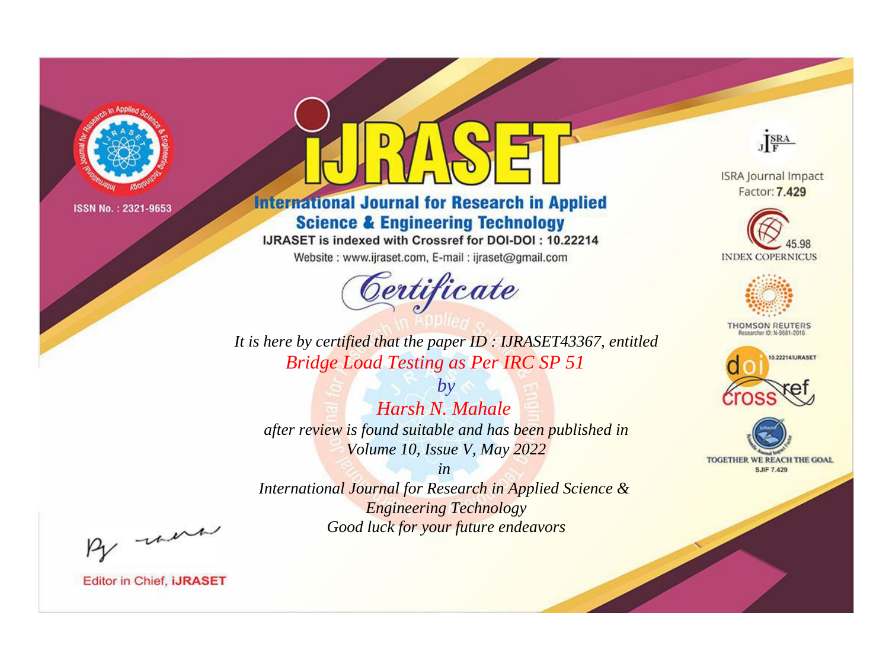ISSN No. : 2321-9653

# IJRASET

## International Journal for Research in Applied Science & Engineering Technology

IJRASET is indexed with Crossref for DOI-DOI : 10.22214

Website : www.ijraset.com, E-mail : ijraset@gmail.com

ISRA Journal Impact Factor: **7.429**

45.98 INDEX COPERNICUS

THOMSON REUTERS Researcher ID: N-9681-2016

10.22214/IJRASET

TOGETHER WE REACH THE GOAL SJIF 7.429

# *Certificate*

*It is here by certified that the paper ID : IJRASET43367, entitled*

*Bridge Load Testing as Per IRC SP 51*

*by*

*Harsh N. Mahale*

*after review is found suitable and has been published in*

*Volume 10, Issue V, May 2022*

*in*

*International Journal for Research in Applied Science & Engineering Technology*

*Good luck for your future endeavors*

Editor in Chief, **IJRASET**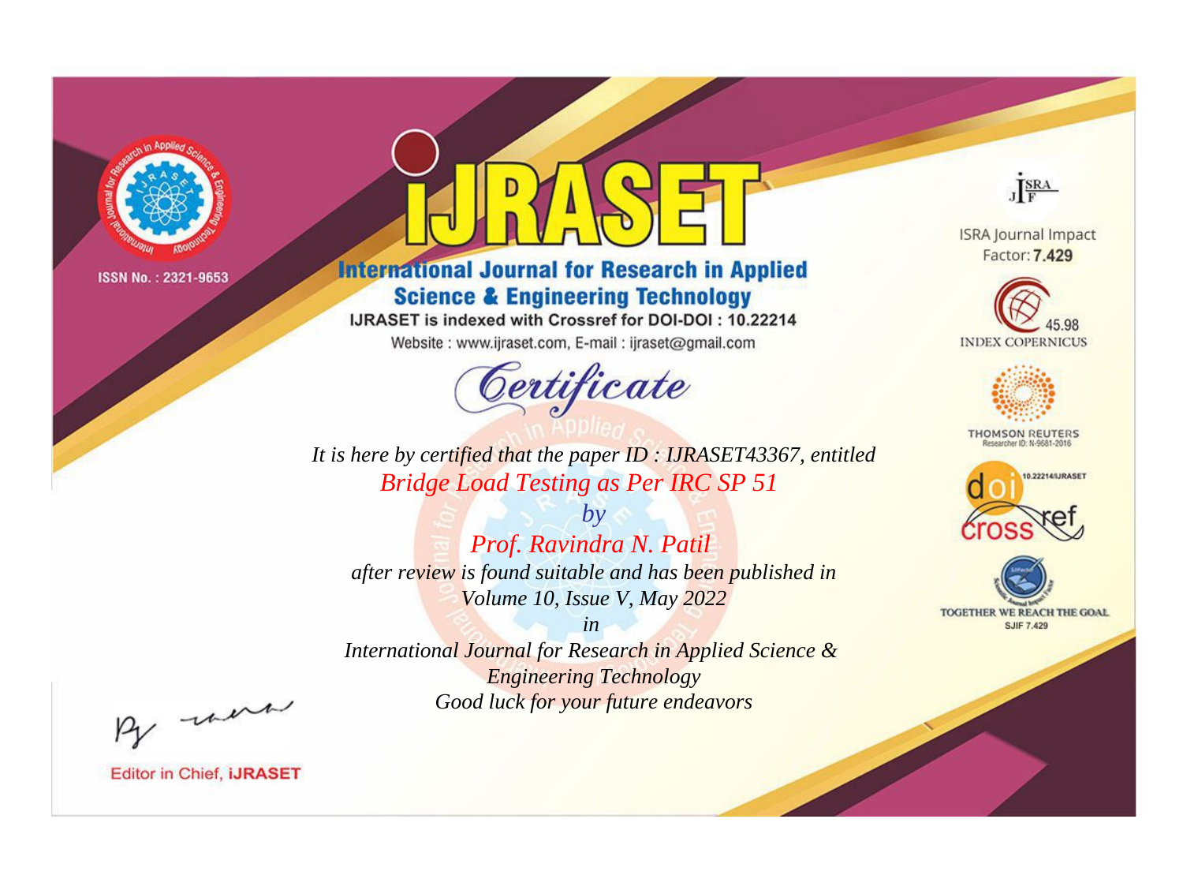ISSN No. : 2321-9653

# iJRASET

## International Journal for Research in Applied Science & Engineering Technology

IJRASET is indexed with Crossref for DOI-DOI : 10.22214

Website : www.ijraset.com, E-mail : ijraset@gmail.com

*Certificate*

*It is here by certified that the paper ID : IJRASET43367, entitled*

*Bridge Load Testing as Per IRC SP 51*

*by*

*Prof. Ravindra N. Patil*

*after review is found suitable and has been published in*

*Volume 10, Issue V, May 2022*

*in*

*International Journal for Research in Applied Science & Engineering Technology*

*Good luck for your future endeavors*

ISRA Journal Impact Factor: **7.429**

45.98 INDEX COPERNICUS

THOMSON REUTERS Researcher ID: N-9681-2016

10.22214/IJRASET

TOGETHER WE REACH THE GOAL SJIF 7.429

Editor in Chief, **iJRASET**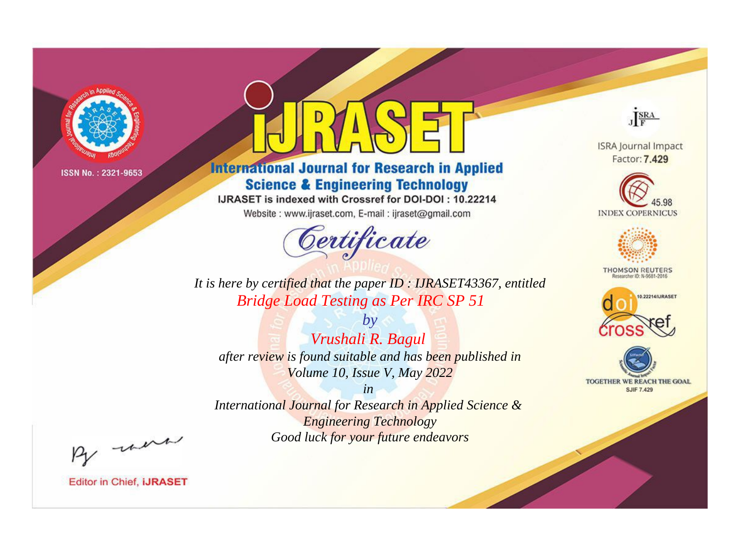ISSN No. : 2321-9653

# iJRASET

## International Journal for Research in Applied Science & Engineering Technology

IJRASET is indexed with Crossref for DOI-DOI : 10.22214

Website : www.ijraset.com, E-mail : ijraset@gmail.com

ISRA Journal Impact Factor: **7.429**

45.98 INDEX COPERNICUS

THOMSON REUTERS Researcher ID: N-9681-2016

10.22214/IJRASET

TOGETHER WE REACH THE GOAL SJIF 7.429

*Certificate*

*It is here by certified that the paper ID : IJRASET43367, entitled*

*Bridge Load Testing as Per IRC SP 51*

*by*

*Vrushali R. Bagul*

*after review is found suitable and has been published in*

*Volume 10, Issue V, May 2022*

*in*

*International Journal for Research in Applied Science & Engineering Technology*

*Good luck for your future endeavors*

Editor in Chief, **iJRASET**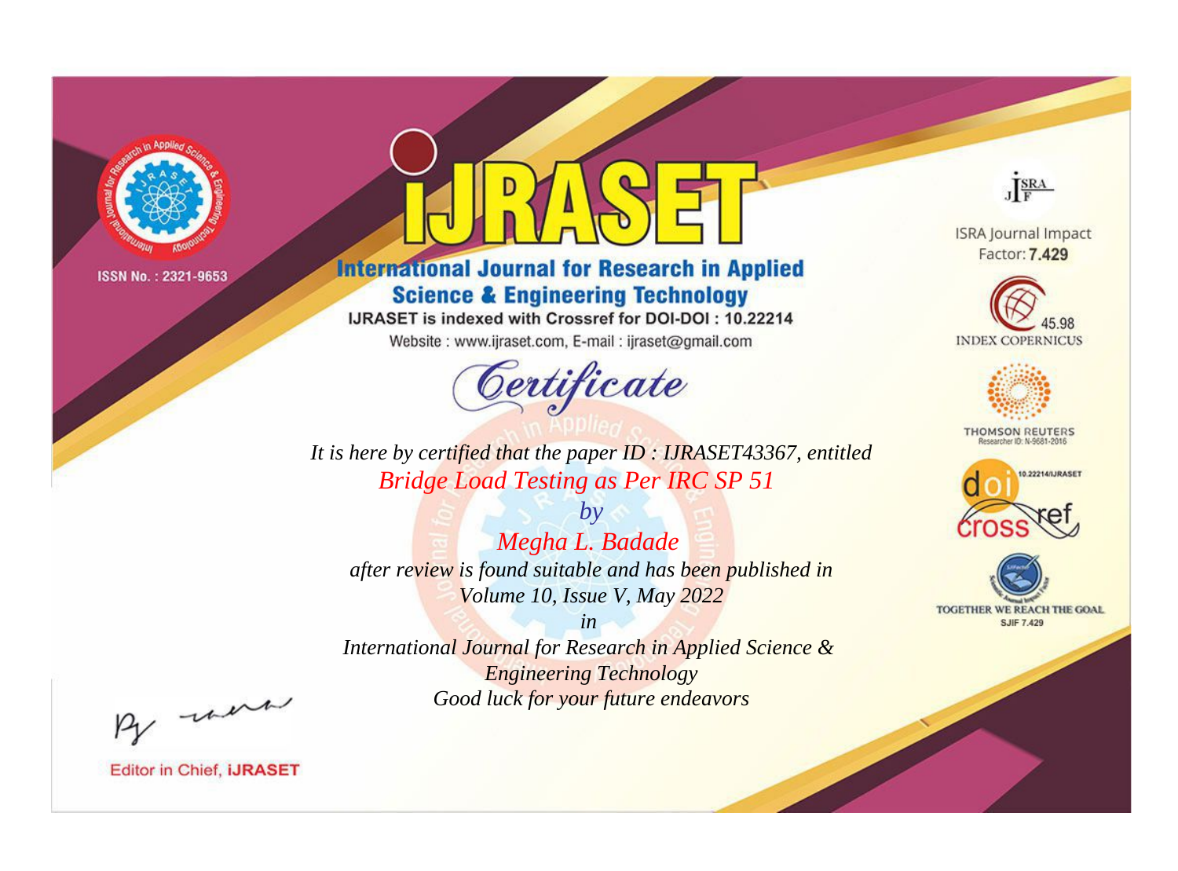ISSN No. : 2321-9653

# iJRASET

## International Journal for Research in Applied Science & Engineering Technology

IJRASET is indexed with Crossref for DOI-DOI : 10.22214

Website : www.ijraset.com, E-mail : ijraset@gmail.com

ISRA Journal Impact Factor: **7.429**

45.98 INDEX COPERNICUS

THOMSON REUTERS Researcher ID: N-9681-2016

10.22214/IJRASET

TOGETHER WE REACH THE GOAL SJIF 7.429

## *Certificate*

*It is here by certified that the paper ID : IJRASET43367, entitled*

*Bridge Load Testing as Per IRC SP 51*

*by*

*Megha L. Badade*

*after review is found suitable and has been published in*

*Volume 10, Issue V, May 2022*

*in*

*International Journal for Research in Applied Science & Engineering Technology*

*Good luck for your future endeavors*

Editor in Chief, **iJRASET**